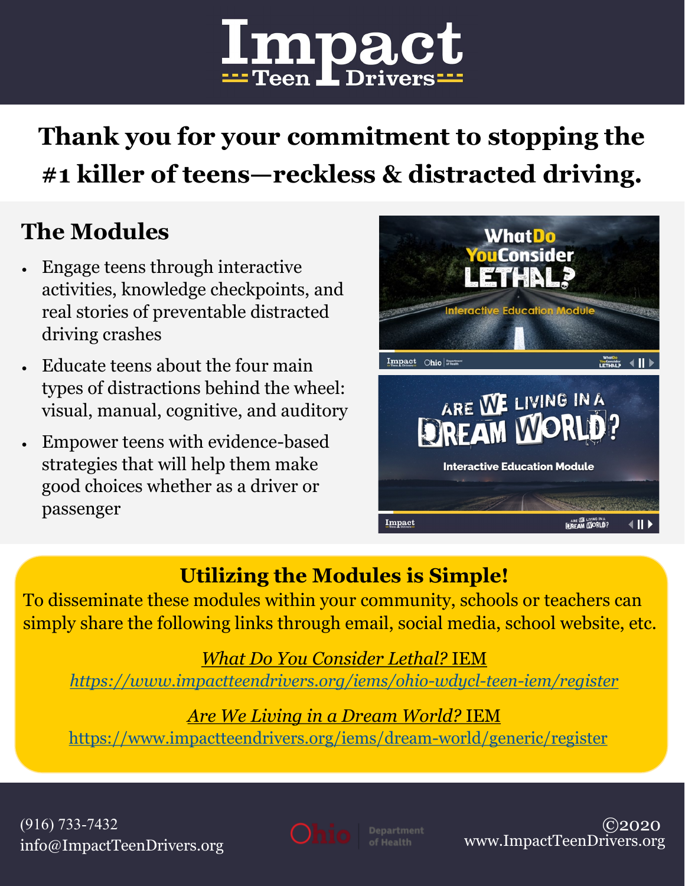# Impact Teen Drivers

## Thank you for your commitment to stopping the #1 killer of teens—reckless & distracted driving.

## The Modules

- Engage teens through interactive activities, knowledge checkpoints, and real stories of preventable distracted driving crashes
- Educate teens about the four main types of distractions behind the wheel: visual, manual, cognitive, and auditory
- Empower teens with evidence-based strategies that will help them make good choices whether as a driver or passenger

## Utilizing the Modules is Simple!

To disseminate these modules within your community, schools or teachers can simply share the following links through email, social media, school website, etc.

*What Do You Consider Lethal?* IEM
*https://www.impactteendrivers.org/iems/ohio-wdycl-teen-iem/register*

*Are We Living in a Dream World?* IEM
https://www.impactteendrivers.org/iems/dream-world/generic/register

(916) 733-7432
info@ImpactTeenDrivers.org

Ohio Department of Health

©2020
www.ImpactTeenDrivers.org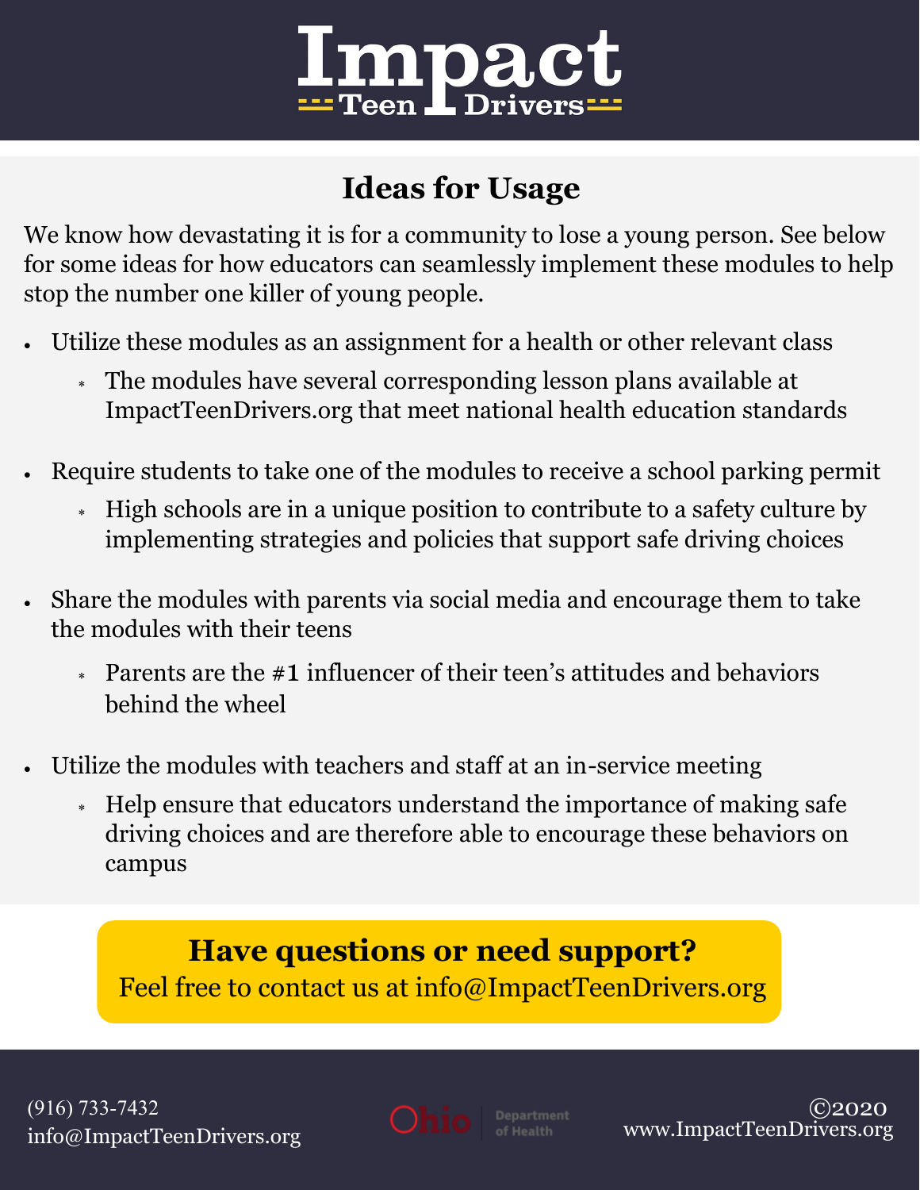# Impact Teen Drivers

## Ideas for Usage

We know how devastating it is for a community to lose a young person. See below for some ideas for how educators can seamlessly implement these modules to help stop the number one killer of young people.

- Utilize these modules as an assignment for a health or other relevant class
  - The modules have several corresponding lesson plans available at ImpactTeenDrivers.org that meet national health education standards
- Require students to take one of the modules to receive a school parking permit
  - High schools are in a unique position to contribute to a safety culture by implementing strategies and policies that support safe driving choices
- Share the modules with parents via social media and encourage them to take the modules with their teens
  - Parents are the **#1** influencer of their teen's attitudes and behaviors behind the wheel
- Utilize the modules with teachers and staff at an in-service meeting
  - Help ensure that educators understand the importance of making safe driving choices and are therefore able to encourage these behaviors on campus

**Have questions or need support?**
Feel free to contact us at info@ImpactTeenDrivers.org

(916) 733-7432
info@ImpactTeenDrivers.org

Ohio Department of Health

©2020
www.ImpactTeenDrivers.org